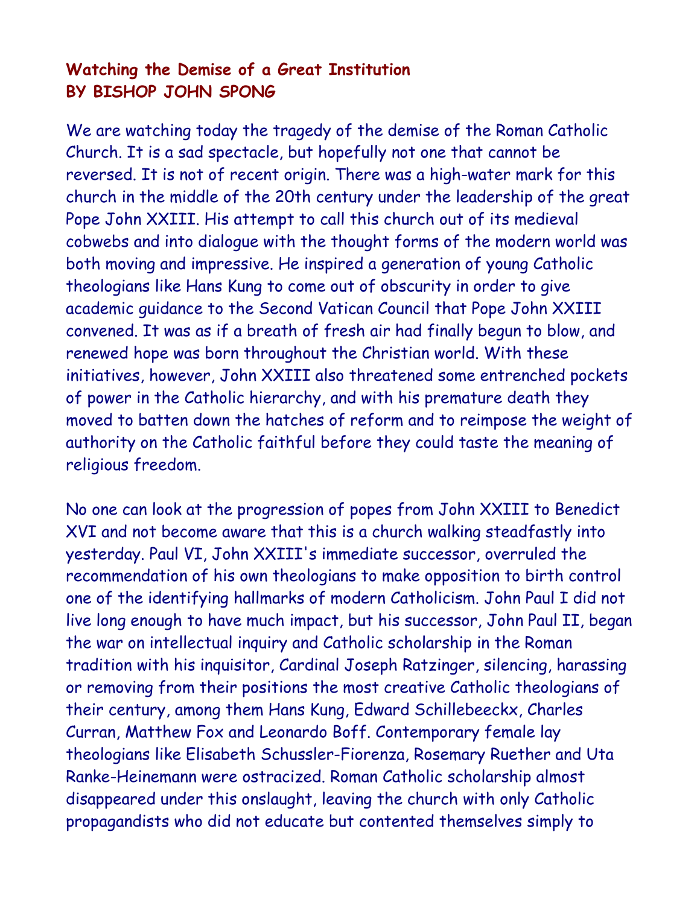# Watching the Demise of a Great Institution
## BY BISHOP JOHN SPONG

We are watching today the tragedy of the demise of the Roman Catholic Church. It is a sad spectacle, but hopefully not one that cannot be reversed. It is not of recent origin. There was a high-water mark for this church in the middle of the 20th century under the leadership of the great Pope John XXIII. His attempt to call this church out of its medieval cobwebs and into dialogue with the thought forms of the modern world was both moving and impressive. He inspired a generation of young Catholic theologians like Hans Kung to come out of obscurity in order to give academic guidance to the Second Vatican Council that Pope John XXIII convened. It was as if a breath of fresh air had finally begun to blow, and renewed hope was born throughout the Christian world. With these initiatives, however, John XXIII also threatened some entrenched pockets of power in the Catholic hierarchy, and with his premature death they moved to batten down the hatches of reform and to reimpose the weight of authority on the Catholic faithful before they could taste the meaning of religious freedom.

No one can look at the progression of popes from John XXIII to Benedict XVI and not become aware that this is a church walking steadfastly into yesterday. Paul VI, John XXIII's immediate successor, overruled the recommendation of his own theologians to make opposition to birth control one of the identifying hallmarks of modern Catholicism. John Paul I did not live long enough to have much impact, but his successor, John Paul II, began the war on intellectual inquiry and Catholic scholarship in the Roman tradition with his inquisitor, Cardinal Joseph Ratzinger, silencing, harassing or removing from their positions the most creative Catholic theologians of their century, among them Hans Kung, Edward Schillebeeckx, Charles Curran, Matthew Fox and Leonardo Boff. Contemporary female lay theologians like Elisabeth Schussler-Fiorenza, Rosemary Ruether and Uta Ranke-Heinemann were ostracized. Roman Catholic scholarship almost disappeared under this onslaught, leaving the church with only Catholic propagandists who did not educate but contented themselves simply to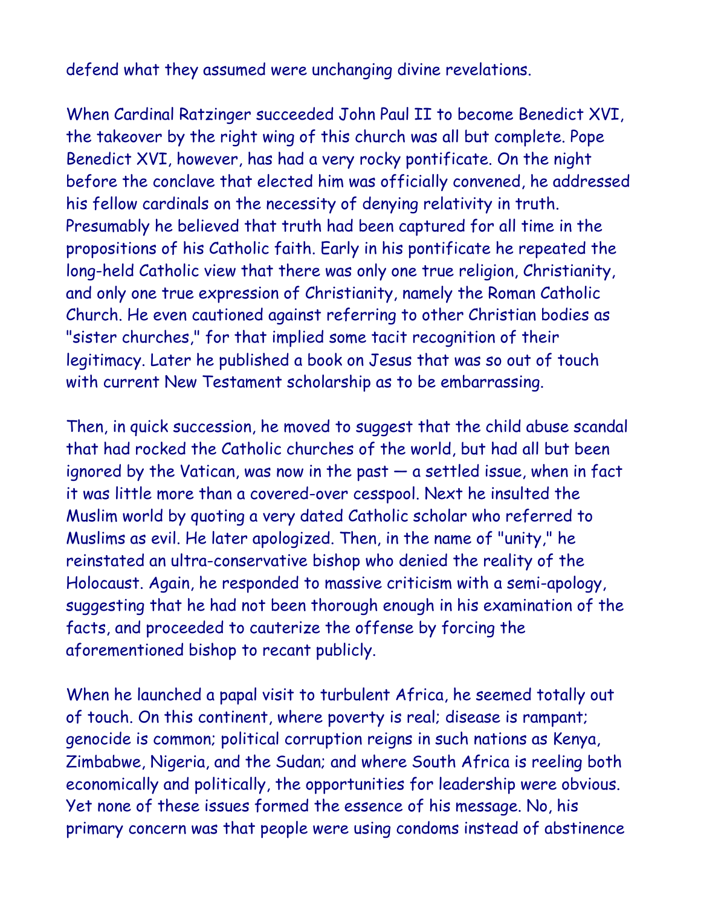defend what they assumed were unchanging divine revelations.

When Cardinal Ratzinger succeeded John Paul II to become Benedict XVI, the takeover by the right wing of this church was all but complete. Pope Benedict XVI, however, has had a very rocky pontificate. On the night before the conclave that elected him was officially convened, he addressed his fellow cardinals on the necessity of denying relativity in truth. Presumably he believed that truth had been captured for all time in the propositions of his Catholic faith. Early in his pontificate he repeated the long-held Catholic view that there was only one true religion, Christianity, and only one true expression of Christianity, namely the Roman Catholic Church. He even cautioned against referring to other Christian bodies as "sister churches," for that implied some tacit recognition of their legitimacy. Later he published a book on Jesus that was so out of touch with current New Testament scholarship as to be embarrassing.

Then, in quick succession, he moved to suggest that the child abuse scandal that had rocked the Catholic churches of the world, but had all but been ignored by the Vatican, was now in the past — a settled issue, when in fact it was little more than a covered-over cesspool. Next he insulted the Muslim world by quoting a very dated Catholic scholar who referred to Muslims as evil. He later apologized. Then, in the name of "unity," he reinstated an ultra-conservative bishop who denied the reality of the Holocaust. Again, he responded to massive criticism with a semi-apology, suggesting that he had not been thorough enough in his examination of the facts, and proceeded to cauterize the offense by forcing the aforementioned bishop to recant publicly.

When he launched a papal visit to turbulent Africa, he seemed totally out of touch. On this continent, where poverty is real; disease is rampant; genocide is common; political corruption reigns in such nations as Kenya, Zimbabwe, Nigeria, and the Sudan; and where South Africa is reeling both economically and politically, the opportunities for leadership were obvious. Yet none of these issues formed the essence of his message. No, his primary concern was that people were using condoms instead of abstinence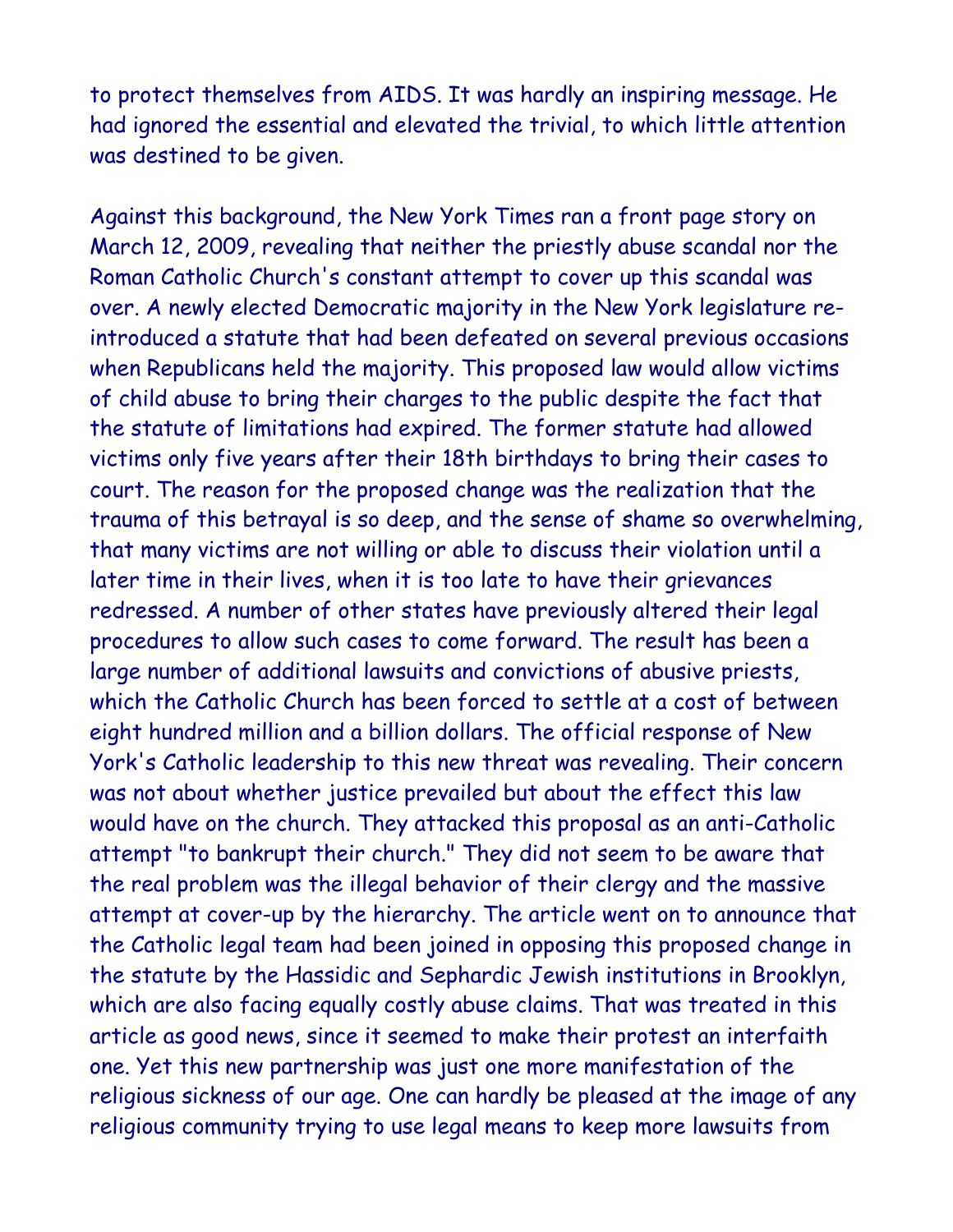to protect themselves from AIDS. It was hardly an inspiring message. He had ignored the essential and elevated the trivial, to which little attention was destined to be given.

Against this background, the New York Times ran a front page story on March 12, 2009, revealing that neither the priestly abuse scandal nor the Roman Catholic Church's constant attempt to cover up this scandal was over. A newly elected Democratic majority in the New York legislature re-introduced a statute that had been defeated on several previous occasions when Republicans held the majority. This proposed law would allow victims of child abuse to bring their charges to the public despite the fact that the statute of limitations had expired. The former statute had allowed victims only five years after their 18th birthdays to bring their cases to court. The reason for the proposed change was the realization that the trauma of this betrayal is so deep, and the sense of shame so overwhelming, that many victims are not willing or able to discuss their violation until a later time in their lives, when it is too late to have their grievances redressed. A number of other states have previously altered their legal procedures to allow such cases to come forward. The result has been a large number of additional lawsuits and convictions of abusive priests, which the Catholic Church has been forced to settle at a cost of between eight hundred million and a billion dollars. The official response of New York's Catholic leadership to this new threat was revealing. Their concern was not about whether justice prevailed but about the effect this law would have on the church. They attacked this proposal as an anti-Catholic attempt "to bankrupt their church." They did not seem to be aware that the real problem was the illegal behavior of their clergy and the massive attempt at cover-up by the hierarchy. The article went on to announce that the Catholic legal team had been joined in opposing this proposed change in the statute by the Hassidic and Sephardic Jewish institutions in Brooklyn, which are also facing equally costly abuse claims. That was treated in this article as good news, since it seemed to make their protest an interfaith one. Yet this new partnership was just one more manifestation of the religious sickness of our age. One can hardly be pleased at the image of any religious community trying to use legal means to keep more lawsuits from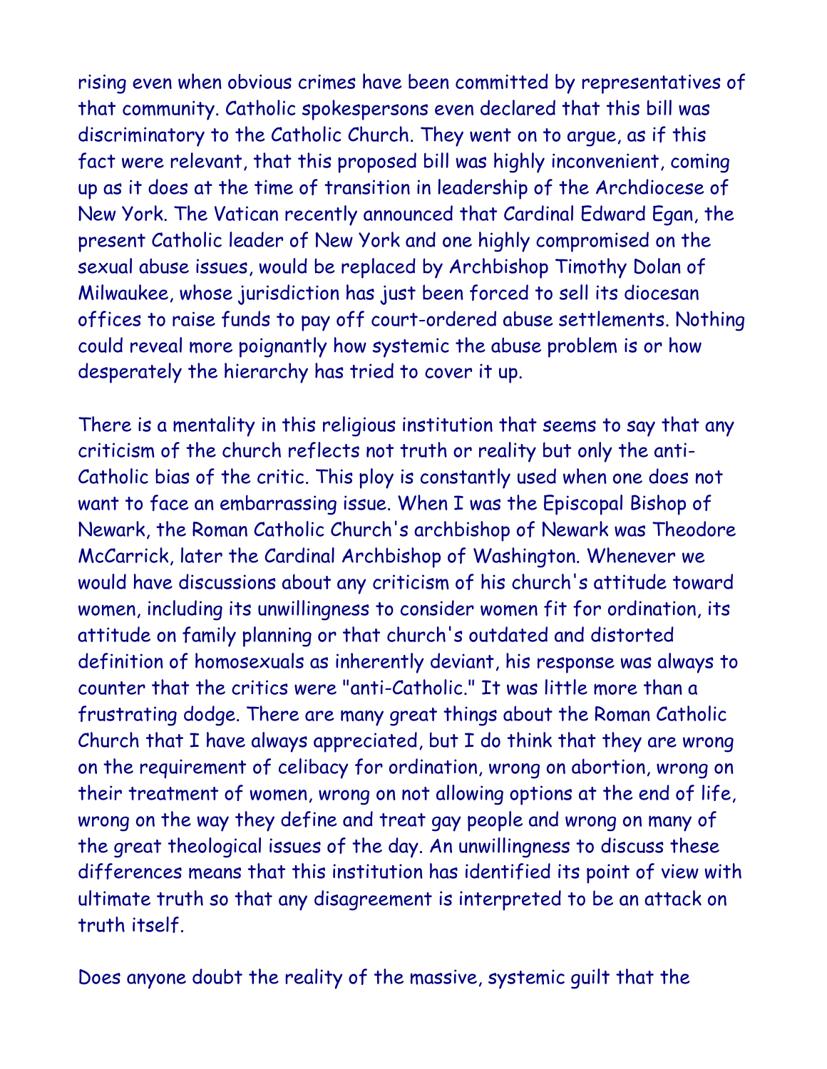rising even when obvious crimes have been committed by representatives of that community. Catholic spokespersons even declared that this bill was discriminatory to the Catholic Church. They went on to argue, as if this fact were relevant, that this proposed bill was highly inconvenient, coming up as it does at the time of transition in leadership of the Archdiocese of New York. The Vatican recently announced that Cardinal Edward Egan, the present Catholic leader of New York and one highly compromised on the sexual abuse issues, would be replaced by Archbishop Timothy Dolan of Milwaukee, whose jurisdiction has just been forced to sell its diocesan offices to raise funds to pay off court-ordered abuse settlements. Nothing could reveal more poignantly how systemic the abuse problem is or how desperately the hierarchy has tried to cover it up.

There is a mentality in this religious institution that seems to say that any criticism of the church reflects not truth or reality but only the anti-Catholic bias of the critic. This ploy is constantly used when one does not want to face an embarrassing issue. When I was the Episcopal Bishop of Newark, the Roman Catholic Church's archbishop of Newark was Theodore McCarrick, later the Cardinal Archbishop of Washington. Whenever we would have discussions about any criticism of his church's attitude toward women, including its unwillingness to consider women fit for ordination, its attitude on family planning or that church's outdated and distorted definition of homosexuals as inherently deviant, his response was always to counter that the critics were "anti-Catholic." It was little more than a frustrating dodge. There are many great things about the Roman Catholic Church that I have always appreciated, but I do think that they are wrong on the requirement of celibacy for ordination, wrong on abortion, wrong on their treatment of women, wrong on not allowing options at the end of life, wrong on the way they define and treat gay people and wrong on many of the great theological issues of the day. An unwillingness to discuss these differences means that this institution has identified its point of view with ultimate truth so that any disagreement is interpreted to be an attack on truth itself.

Does anyone doubt the reality of the massive, systemic guilt that the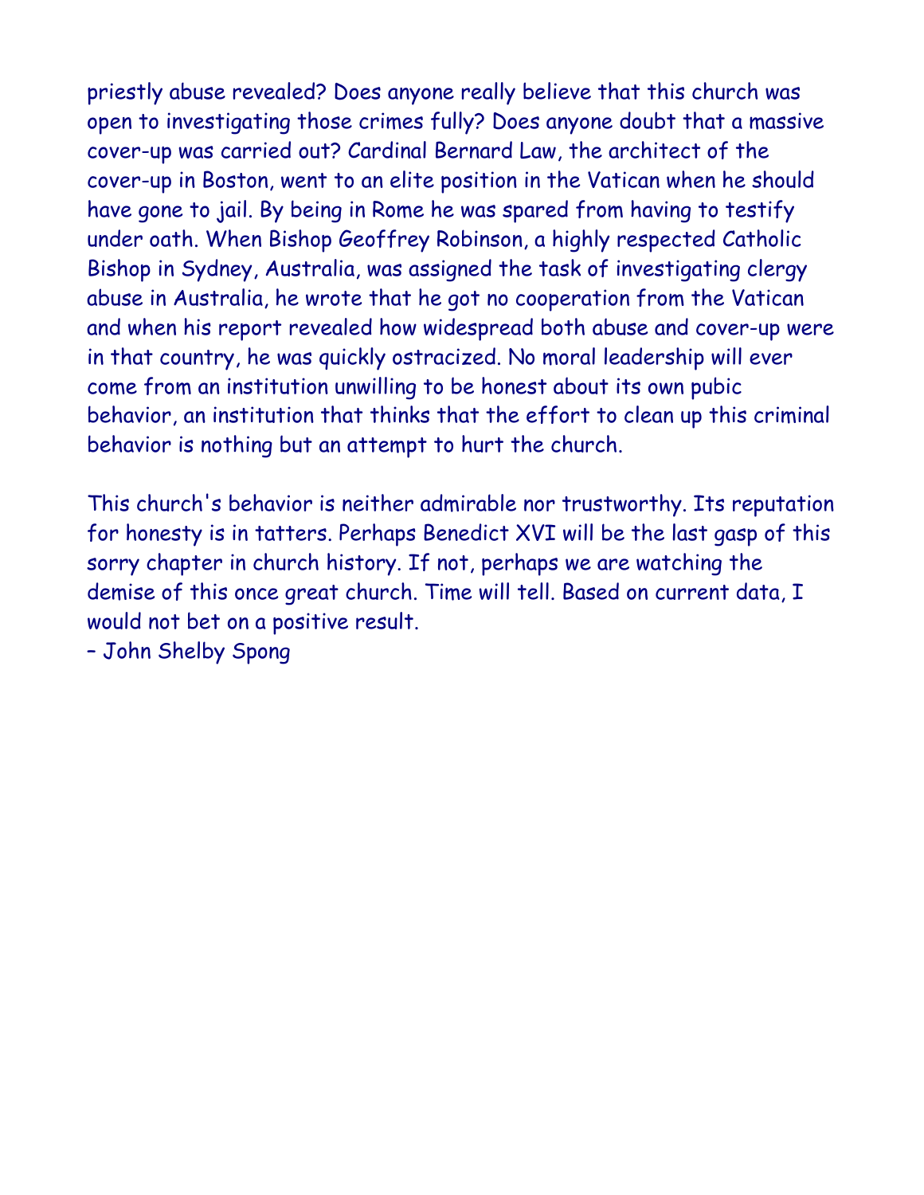priestly abuse revealed? Does anyone really believe that this church was open to investigating those crimes fully? Does anyone doubt that a massive cover-up was carried out? Cardinal Bernard Law, the architect of the cover-up in Boston, went to an elite position in the Vatican when he should have gone to jail. By being in Rome he was spared from having to testify under oath. When Bishop Geoffrey Robinson, a highly respected Catholic Bishop in Sydney, Australia, was assigned the task of investigating clergy abuse in Australia, he wrote that he got no cooperation from the Vatican and when his report revealed how widespread both abuse and cover-up were in that country, he was quickly ostracized. No moral leadership will ever come from an institution unwilling to be honest about its own pubic behavior, an institution that thinks that the effort to clean up this criminal behavior is nothing but an attempt to hurt the church.

This church's behavior is neither admirable nor trustworthy. Its reputation for honesty is in tatters. Perhaps Benedict XVI will be the last gasp of this sorry chapter in church history. If not, perhaps we are watching the demise of this once great church. Time will tell. Based on current data, I would not bet on a positive result.

– John Shelby Spong